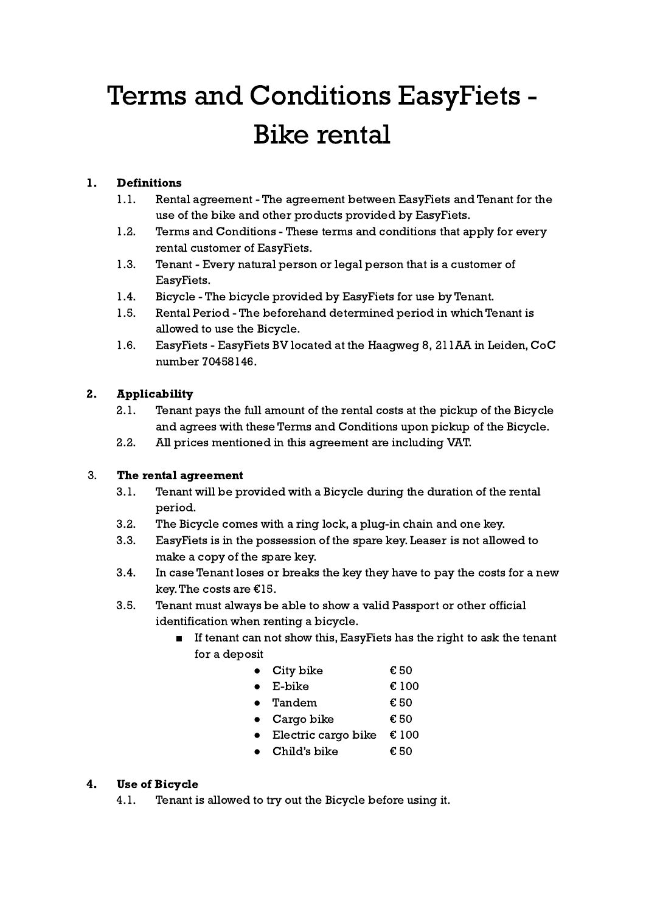# Terms and Conditions EasyFiets - Bike rental

**1. Definitions**

1.1. Rental agreement - The agreement between EasyFiets and Tenant for the use of the bike and other products provided by EasyFiets.

1.2. Terms and Conditions - These terms and conditions that apply for every rental customer of EasyFiets.

1.3. Tenant - Every natural person or legal person that is a customer of EasyFiets.

1.4. Bicycle - The bicycle provided by EasyFiets for use by Tenant.

1.5. Rental Period - The beforehand determined period in which Tenant is allowed to use the Bicycle.

1.6. EasyFiets - EasyFiets BV located at the Haagweg 8, 211AA in Leiden, CoC number 70458146.

**2. Applicability**

2.1. Tenant pays the full amount of the rental costs at the pickup of the Bicycle and agrees with these Terms and Conditions upon pickup of the Bicycle.

2.2. All prices mentioned in this agreement are including VAT.

**3. The rental agreement**

3.1. Tenant will be provided with a Bicycle during the duration of the rental period.

3.2. The Bicycle comes with a ring lock, a plug-in chain and one key.

3.3. EasyFiets is in the possession of the spare key. Leaser is not allowed to make a copy of the spare key.

3.4. In case Tenant loses or breaks the key they have to pay the costs for a new key. The costs are €15.

3.5. Tenant must always be able to show a valid Passport or other official identification when renting a bicycle.

- If tenant can not show this, EasyFiets has the right to ask the tenant for a deposit
  - City bike € 50
  - E-bike € 100
  - Tandem € 50
  - Cargo bike € 50
  - Electric cargo bike € 100
  - Child's bike € 50

**4. Use of Bicycle**

4.1. Tenant is allowed to try out the Bicycle before using it.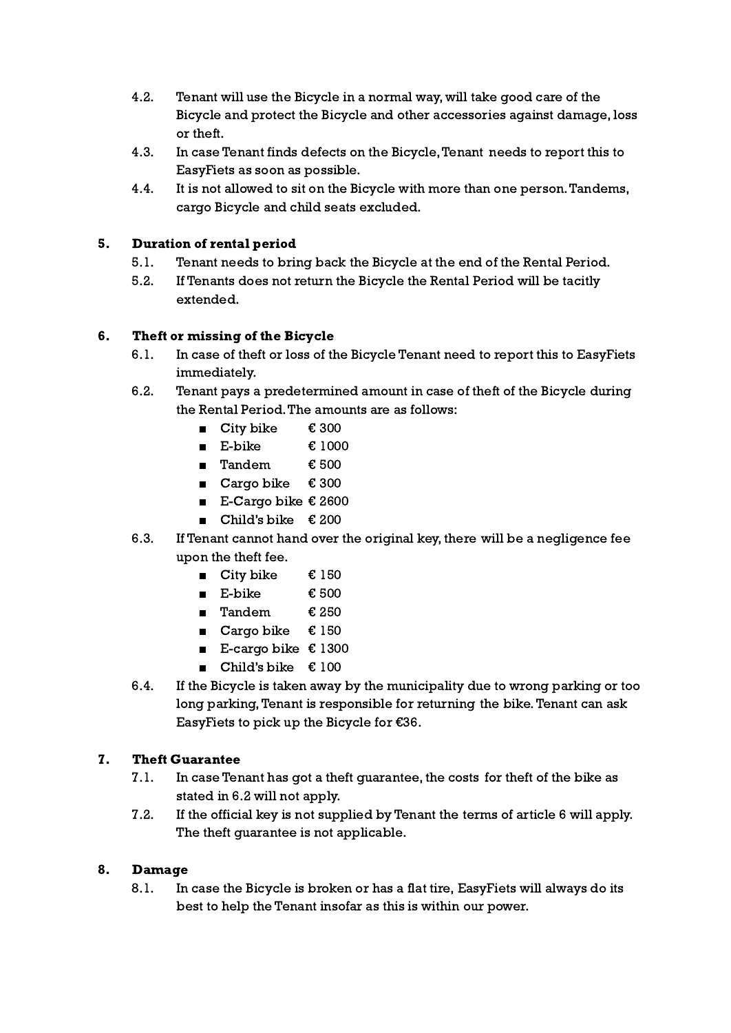4.2. Tenant will use the Bicycle in a normal way, will take good care of the Bicycle and protect the Bicycle and other accessories against damage, loss or theft.

4.3. In case Tenant finds defects on the Bicycle, Tenant needs to report this to EasyFiets as soon as possible.

4.4. It is not allowed to sit on the Bicycle with more than one person. Tandems, cargo Bicycle and child seats excluded.

## 5. Duration of rental period

5.1. Tenant needs to bring back the Bicycle at the end of the Rental Period.

5.2. If Tenants does not return the Bicycle the Rental Period will be tacitly extended.

## 6. Theft or missing of the Bicycle

6.1. In case of theft or loss of the Bicycle Tenant need to report this to EasyFiets immediately.

6.2. Tenant pays a predetermined amount in case of theft of the Bicycle during the Rental Period. The amounts are as follows:

- City bike € 300
- E-bike € 1000
- Tandem € 500
- Cargo bike € 300
- E-Cargo bike € 2600
- Child's bike € 200

6.3. If Tenant cannot hand over the original key, there will be a negligence fee upon the theft fee.

- City bike € 150
- E-bike € 500
- Tandem € 250
- Cargo bike € 150
- E-cargo bike € 1300
- Child's bike € 100

6.4. If the Bicycle is taken away by the municipality due to wrong parking or too long parking, Tenant is responsible for returning the bike. Tenant can ask EasyFiets to pick up the Bicycle for €36.

## 7. Theft Guarantee

7.1. In case Tenant has got a theft guarantee, the costs for theft of the bike as stated in 6.2 will not apply.

7.2. If the official key is not supplied by Tenant the terms of article 6 will apply. The theft guarantee is not applicable.

## 8. Damage

8.1. In case the Bicycle is broken or has a flat tire, EasyFiets will always do its best to help the Tenant insofar as this is within our power.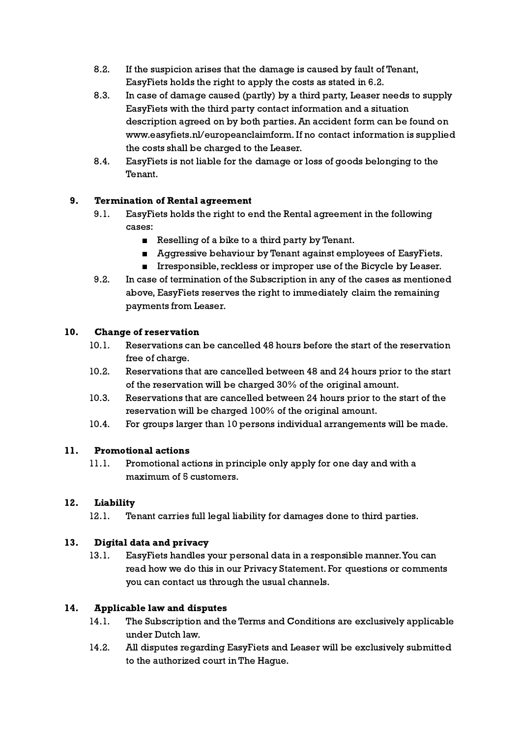8.2. If the suspicion arises that the damage is caused by fault of Tenant, EasyFiets holds the right to apply the costs as stated in 6.2.

8.3. In case of damage caused (partly) by a third party, Leaser needs to supply EasyFiets with the third party contact information and a situation description agreed on by both parties. An accident form can be found on www.easyfiets.nl/europeanclaimform. If no contact information is supplied the costs shall be charged to the Leaser.

8.4. EasyFiets is not liable for the damage or loss of goods belonging to the Tenant.

**9. Termination of Rental agreement**

9.1. EasyFiets holds the right to end the Rental agreement in the following cases:

- Reselling of a bike to a third party by Tenant.
- Aggressive behaviour by Tenant against employees of EasyFiets.
- Irresponsible, reckless or improper use of the Bicycle by Leaser.

9.2. In case of termination of the Subscription in any of the cases as mentioned above, EasyFiets reserves the right to immediately claim the remaining payments from Leaser.

**10. Change of reservation**

10.1. Reservations can be cancelled 48 hours before the start of the reservation free of charge.

10.2. Reservations that are cancelled between 48 and 24 hours prior to the start of the reservation will be charged 30% of the original amount.

10.3. Reservations that are cancelled between 24 hours prior to the start of the reservation will be charged 100% of the original amount.

10.4. For groups larger than 10 persons individual arrangements will be made.

**11. Promotional actions**

11.1. Promotional actions in principle only apply for one day and with a maximum of 5 customers.

**12. Liability**

12.1. Tenant carries full legal liability for damages done to third parties.

**13. Digital data and privacy**

13.1. EasyFiets handles your personal data in a responsible manner. You can read how we do this in our Privacy Statement. For questions or comments you can contact us through the usual channels.

**14. Applicable law and disputes**

14.1. The Subscription and the Terms and Conditions are exclusively applicable under Dutch law.

14.2. All disputes regarding EasyFiets and Leaser will be exclusively submitted to the authorized court in The Hague.